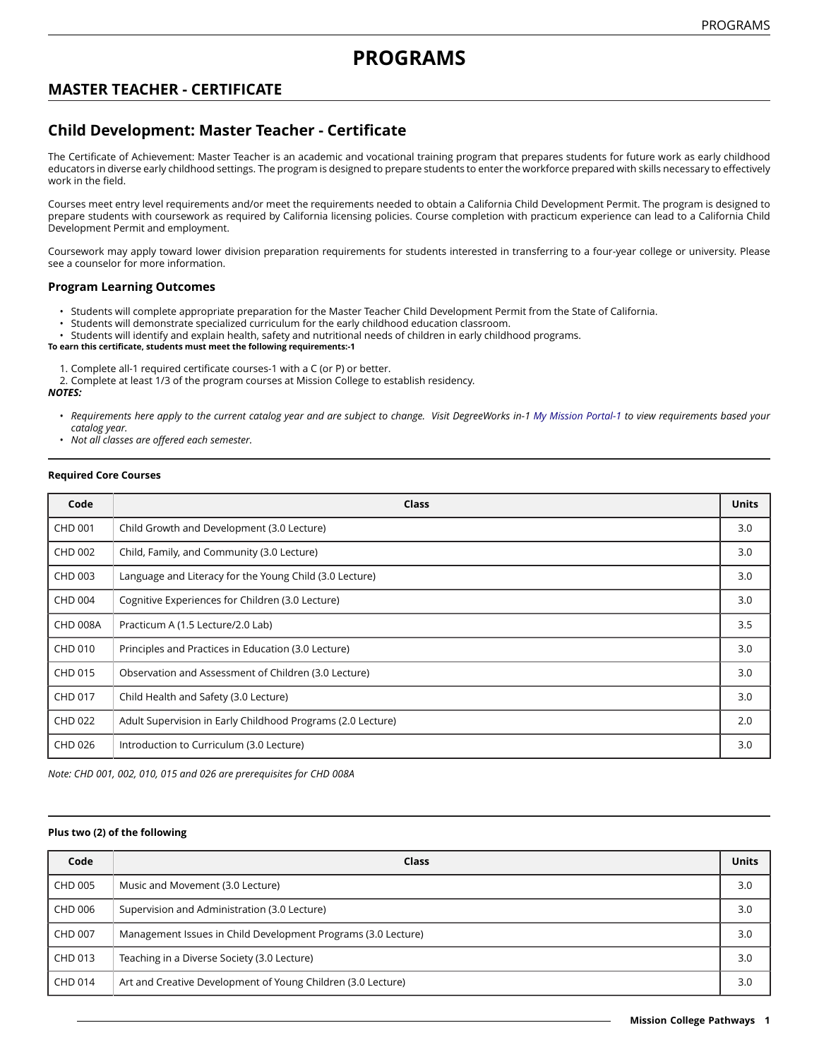# PROGRAMS

## MASTER TEACHER - CERTIFICATE

## Child Development: Master Teacher - Certificate

The Certificate of Achievement: Master Teacher is an academic and vocational training program that prepares students for future work as early childhood educators in diverse early childhood settings. The program is designed to prepare students to enter the workforce prepared with skills necessary to effectively work in the field.

Courses meet entry level requirements and/or meet the requirements needed to obtain a California Child Development Permit. The program is designed to prepare students with coursework as required by California licensing policies. Course completion with practicum experience can lead to a California Child Development Permit and employment.

Coursework may apply toward lower division preparation requirements for students interested in transferring to a four-year college or university. Please see a counselor for more information.

### Program Learning Outcomes

- Students will complete appropriate preparation for the Master Teacher Child Development Permit from the State of California.
- Students will demonstrate specialized curriculum for the early childhood education classroom.
- Students will identify and explain health, safety and nutritional needs of children in early childhood programs.

**To earn this certificate, students must meet the following requirements:-1**

1. Complete all-1 required certificate courses-1 with a C (or P) or better.
2. Complete at least 1/3 of the program courses at Mission College to establish residency.

***NOTES:***

- *Requirements here apply to the current catalog year and are subject to change. Visit DegreeWorks in-1 My Mission Portal-1 to view requirements based your catalog year.*
- *Not all classes are offered each semester.*

**Required Core Courses**

| Code | Class | Units |
|---|---|---|
| CHD 001 | Child Growth and Development (3.0 Lecture) | 3.0 |
| CHD 002 | Child, Family, and Community (3.0 Lecture) | 3.0 |
| CHD 003 | Language and Literacy for the Young Child (3.0 Lecture) | 3.0 |
| CHD 004 | Cognitive Experiences for Children (3.0 Lecture) | 3.0 |
| CHD 008A | Practicum A (1.5 Lecture/2.0 Lab) | 3.5 |
| CHD 010 | Principles and Practices in Education (3.0 Lecture) | 3.0 |
| CHD 015 | Observation and Assessment of Children (3.0 Lecture) | 3.0 |
| CHD 017 | Child Health and Safety (3.0 Lecture) | 3.0 |
| CHD 022 | Adult Supervision in Early Childhood Programs (2.0 Lecture) | 2.0 |
| CHD 026 | Introduction to Curriculum (3.0 Lecture) | 3.0 |

*Note: CHD 001, 002, 010, 015 and 026 are prerequisites for CHD 008A*

**Plus two (2) of the following**

| Code | Class | Units |
|---|---|---|
| CHD 005 | Music and Movement (3.0 Lecture) | 3.0 |
| CHD 006 | Supervision and Administration (3.0 Lecture) | 3.0 |
| CHD 007 | Management Issues in Child Development Programs (3.0 Lecture) | 3.0 |
| CHD 013 | Teaching in a Diverse Society (3.0 Lecture) | 3.0 |
| CHD 014 | Art and Creative Development of Young Children (3.0 Lecture) | 3.0 |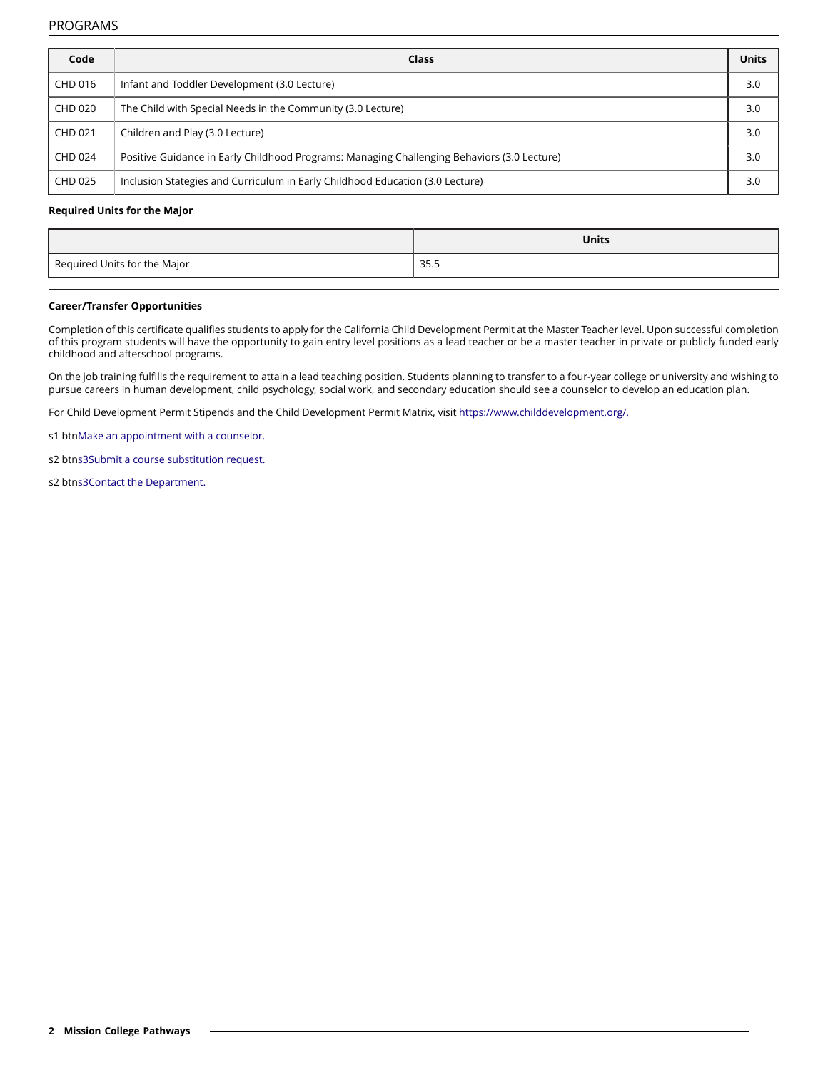| Code | Class | Units |
|---|---|---|
| CHD 016 | Infant and Toddler Development (3.0 Lecture) | 3.0 |
| CHD 020 | The Child with Special Needs in the Community (3.0 Lecture) | 3.0 |
| CHD 021 | Children and Play (3.0 Lecture) | 3.0 |
| CHD 024 | Positive Guidance in Early Childhood Programs: Managing Challenging Behaviors (3.0 Lecture) | 3.0 |
| CHD 025 | Inclusion Stategies and Curriculum in Early Childhood Education (3.0 Lecture) | 3.0 |

**Required Units for the Major**

| | Units |
|---|---|
| Required Units for the Major | 35.5 |

**Career/Transfer Opportunities**

Completion of this certificate qualifies students to apply for the California Child Development Permit at the Master Teacher level. Upon successful completion of this program students will have the opportunity to gain entry level positions as a lead teacher or be a master teacher in private or publicly funded early childhood and afterschool programs.

On the job training fulfills the requirement to attain a lead teaching position. Students planning to transfer to a four-year college or university and wishing to pursue careers in human development, child psychology, social work, and secondary education should see a counselor to develop an education plan.

For Child Development Permit Stipends and the Child Development Permit Matrix, visit https://www.childdevelopment.org/.

s1 btnMake an appointment with a counselor.

s2 btns3Submit a course substitution request.

s2 btns3Contact the Department.